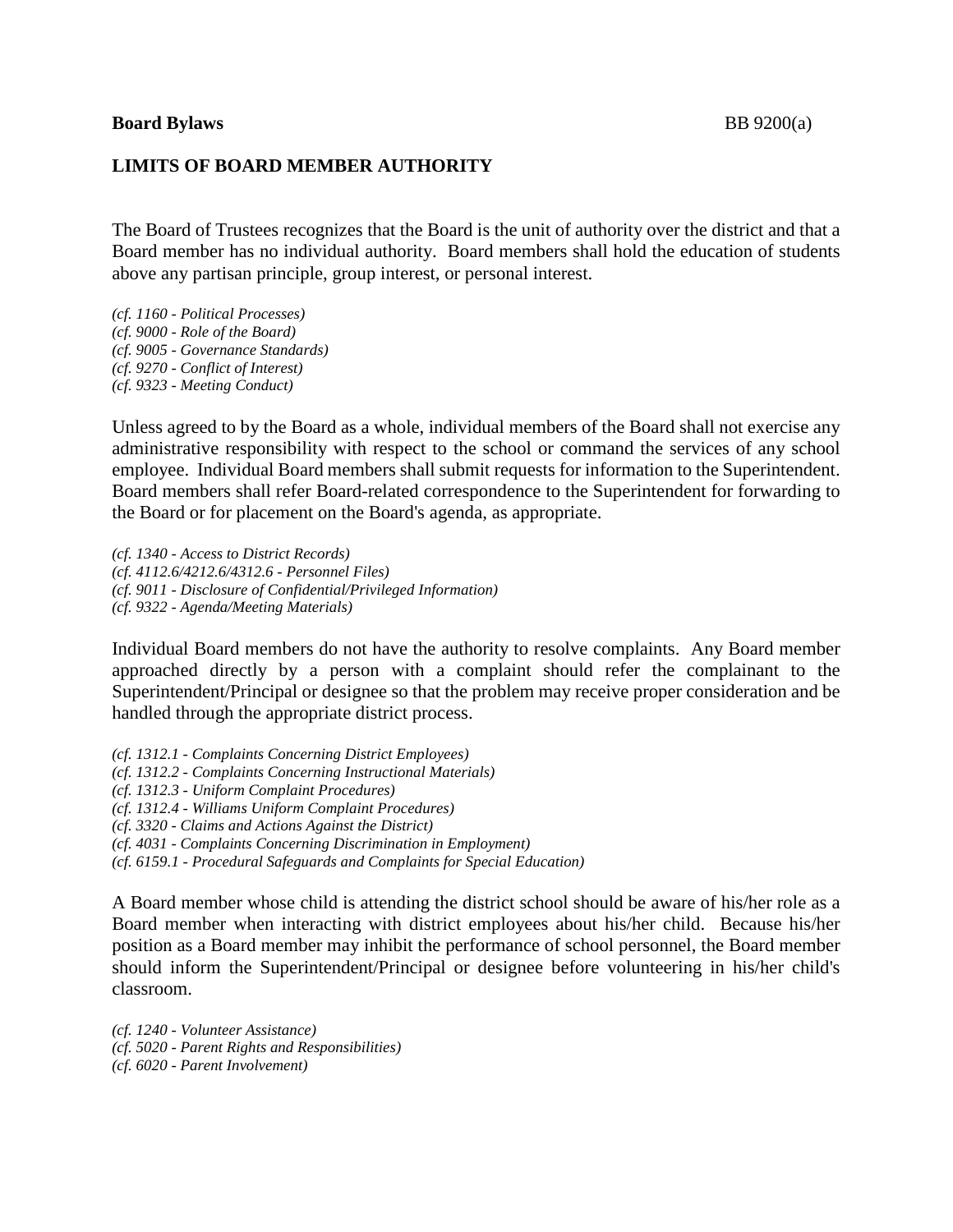**Board Bylaws** BB 9200(a)

## LIMITS OF BOARD MEMBER AUTHORITY

The Board of Trustees recognizes that the Board is the unit of authority over the district and that a Board member has no individual authority. Board members shall hold the education of students above any partisan principle, group interest, or personal interest.

*(cf. 1160 - Political Processes)*
*(cf. 9000 - Role of the Board)*
*(cf. 9005 - Governance Standards)*
*(cf. 9270 - Conflict of Interest)*
*(cf. 9323 - Meeting Conduct)*

Unless agreed to by the Board as a whole, individual members of the Board shall not exercise any administrative responsibility with respect to the school or command the services of any school employee. Individual Board members shall submit requests for information to the Superintendent. Board members shall refer Board-related correspondence to the Superintendent for forwarding to the Board or for placement on the Board's agenda, as appropriate.

*(cf. 1340 - Access to District Records)*
*(cf. 4112.6/4212.6/4312.6 - Personnel Files)*
*(cf. 9011 - Disclosure of Confidential/Privileged Information)*
*(cf. 9322 - Agenda/Meeting Materials)*

Individual Board members do not have the authority to resolve complaints. Any Board member approached directly by a person with a complaint should refer the complainant to the Superintendent/Principal or designee so that the problem may receive proper consideration and be handled through the appropriate district process.

*(cf. 1312.1 - Complaints Concerning District Employees)*
*(cf. 1312.2 - Complaints Concerning Instructional Materials)*
*(cf. 1312.3 - Uniform Complaint Procedures)*
*(cf. 1312.4 - Williams Uniform Complaint Procedures)*
*(cf. 3320 - Claims and Actions Against the District)*
*(cf. 4031 - Complaints Concerning Discrimination in Employment)*
*(cf. 6159.1 - Procedural Safeguards and Complaints for Special Education)*

A Board member whose child is attending the district school should be aware of his/her role as a Board member when interacting with district employees about his/her child. Because his/her position as a Board member may inhibit the performance of school personnel, the Board member should inform the Superintendent/Principal or designee before volunteering in his/her child's classroom.

*(cf. 1240 - Volunteer Assistance)*
*(cf. 5020 - Parent Rights and Responsibilities)*
*(cf. 6020 - Parent Involvement)*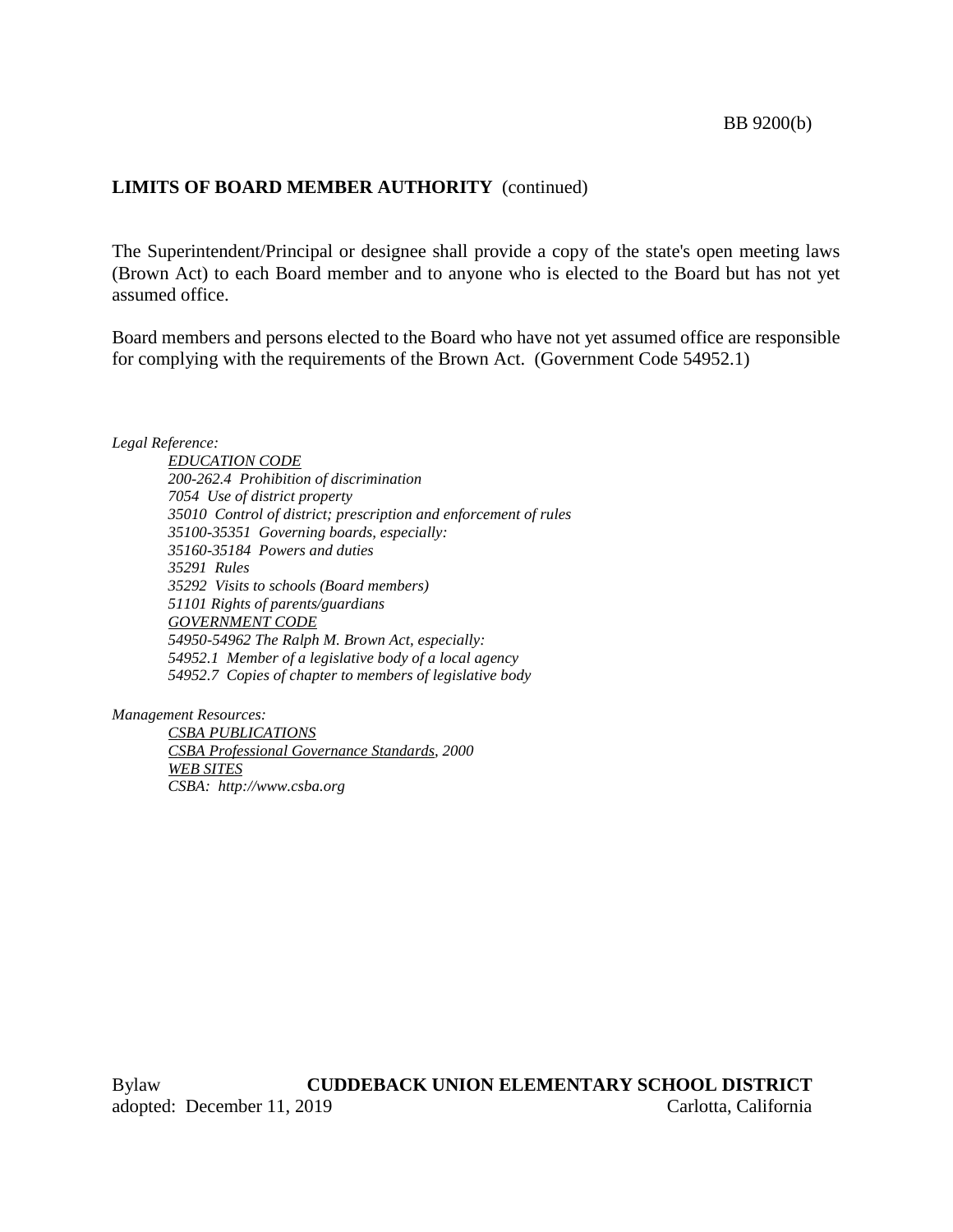**LIMITS OF BOARD MEMBER AUTHORITY** (continued)

The Superintendent/Principal or designee shall provide a copy of the state's open meeting laws (Brown Act) to each Board member and to anyone who is elected to the Board but has not yet assumed office.

Board members and persons elected to the Board who have not yet assumed office are responsible for complying with the requirements of the Brown Act. (Government Code 54952.1)

*Legal Reference:*

*EDUCATION CODE*
*200-262.4 Prohibition of discrimination*
*7054 Use of district property*
*35010 Control of district; prescription and enforcement of rules*
*35100-35351 Governing boards, especially:*
*35160-35184 Powers and duties*
*35291 Rules*
*35292 Visits to schools (Board members)*
*51101 Rights of parents/guardians*
*GOVERNMENT CODE*
*54950-54962 The Ralph M. Brown Act, especially:*
*54952.1 Member of a legislative body of a local agency*
*54952.7 Copies of chapter to members of legislative body*

*Management Resources:*

*CSBA PUBLICATIONS*
*CSBA Professional Governance Standards, 2000*
*WEB SITES*
*CSBA: http://www.csba.org*

Bylaw **CUDDEBACK UNION ELEMENTARY SCHOOL DISTRICT**
adopted: December 11, 2019 Carlotta, California